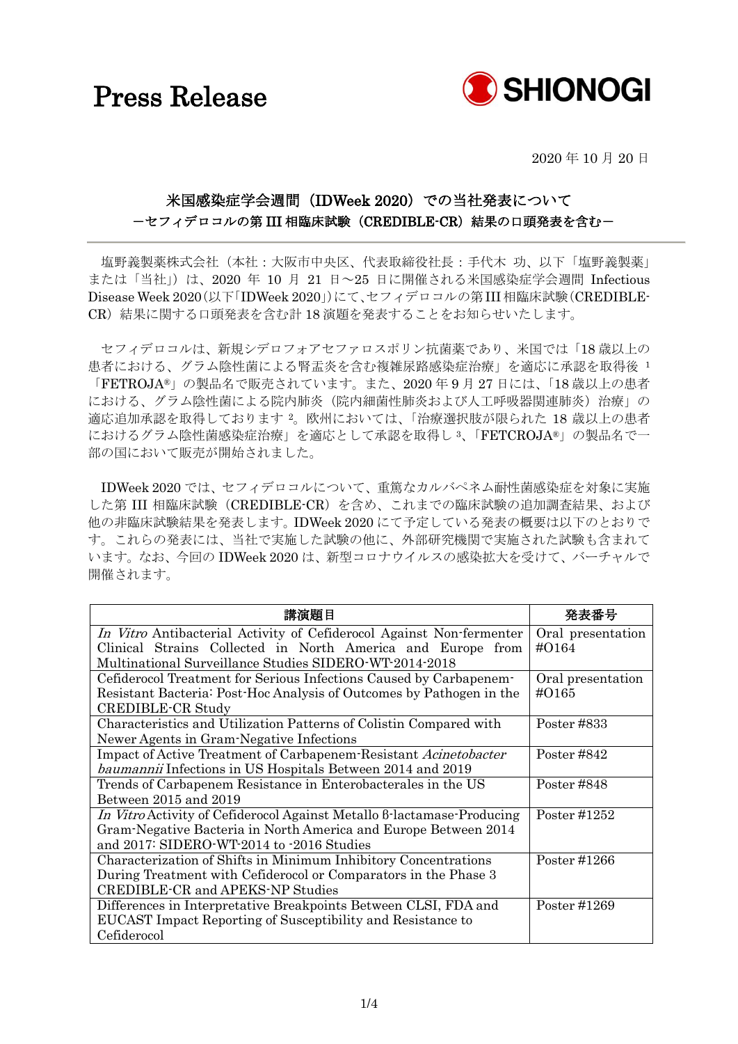# Press Release

SHIONOGI

2020 年 10 月 20 日

## 米国感染症学会週間（IDWeek 2020）での当社発表について
## －セフィデロコルの第 III 相臨床試験（CREDIBLE-CR）結果の口頭発表を含む－

塩野義製薬株式会社（本社：大阪市中央区、代表取締役社長：手代木 功、以下「塩野義製薬」または「当社」）は、2020 年 10 月 21 日～25 日に開催される米国感染症学会週間 Infectious Disease Week 2020（以下「IDWeek 2020」）にて、セフィデロコルの第 III 相臨床試験（CREDIBLE-CR）結果に関する口頭発表を含む計 18 演題を発表することをお知らせいたします。

セフィデロコルは、新規シデロフォアセファロスポリン抗菌薬であり、米国では「18 歳以上の患者における、グラム陰性菌による腎盂炎を含む複雑尿路感染症治療」を適応に承認を取得後 [1]「FETROJA®」の製品名で販売されています。また、2020 年 9 月 27 日には、「18 歳以上の患者における、グラム陰性菌による院内肺炎（院内細菌性肺炎および人工呼吸器関連肺炎）治療」の適応追加承認を取得しております [2]。欧州においては、「治療選択肢が限られた 18 歳以上の患者におけるグラム陰性菌感染症治療」を適応として承認を取得し [3]、「FETCROJA®」の製品名で一部の国において販売が開始されました。

IDWeek 2020 では、セフィデロコルについて、重篤なカルバペネム耐性菌感染症を対象に実施した第 III 相臨床試験（CREDIBLE-CR）を含め、これまでの臨床試験の追加調査結果、および他の非臨床試験結果を発表します。IDWeek 2020 にて予定している発表の概要は以下のとおりです。これらの発表には、当社で実施した試験の他に、外部研究機関で実施された試験も含まれています。なお、今回の IDWeek 2020 は、新型コロナウイルスの感染拡大を受けて、バーチャルで開催されます。

| 講演題目 | 発表番号 |
|---|---|
| *In Vitro* Antibacterial Activity of Cefiderocol Against Non-fermenter Clinical Strains Collected in North America and Europe from Multinational Surveillance Studies SIDERO-WT-2014-2018 | Oral presentation #O164 |
| Cefiderocol Treatment for Serious Infections Caused by Carbapenem-Resistant Bacteria: Post-Hoc Analysis of Outcomes by Pathogen in the CREDIBLE-CR Study | Oral presentation #O165 |
| Characteristics and Utilization Patterns of Colistin Compared with Newer Agents in Gram-Negative Infections | Poster #833 |
| Impact of Active Treatment of Carbapenem-Resistant *Acinetobacter baumannii* Infections in US Hospitals Between 2014 and 2019 | Poster #842 |
| Trends of Carbapenem Resistance in Enterobacterales in the US Between 2015 and 2019 | Poster #848 |
| *In Vitro* Activity of Cefiderocol Against Metallo β-lactamase-Producing Gram-Negative Bacteria in North America and Europe Between 2014 and 2017: SIDERO-WT-2014 to -2016 Studies | Poster #1252 |
| Characterization of Shifts in Minimum Inhibitory Concentrations During Treatment with Cefiderocol or Comparators in the Phase 3 CREDIBLE-CR and APEKS-NP Studies | Poster #1266 |
| Differences in Interpretative Breakpoints Between CLSI, FDA and EUCAST Impact Reporting of Susceptibility and Resistance to Cefiderocol | Poster #1269 |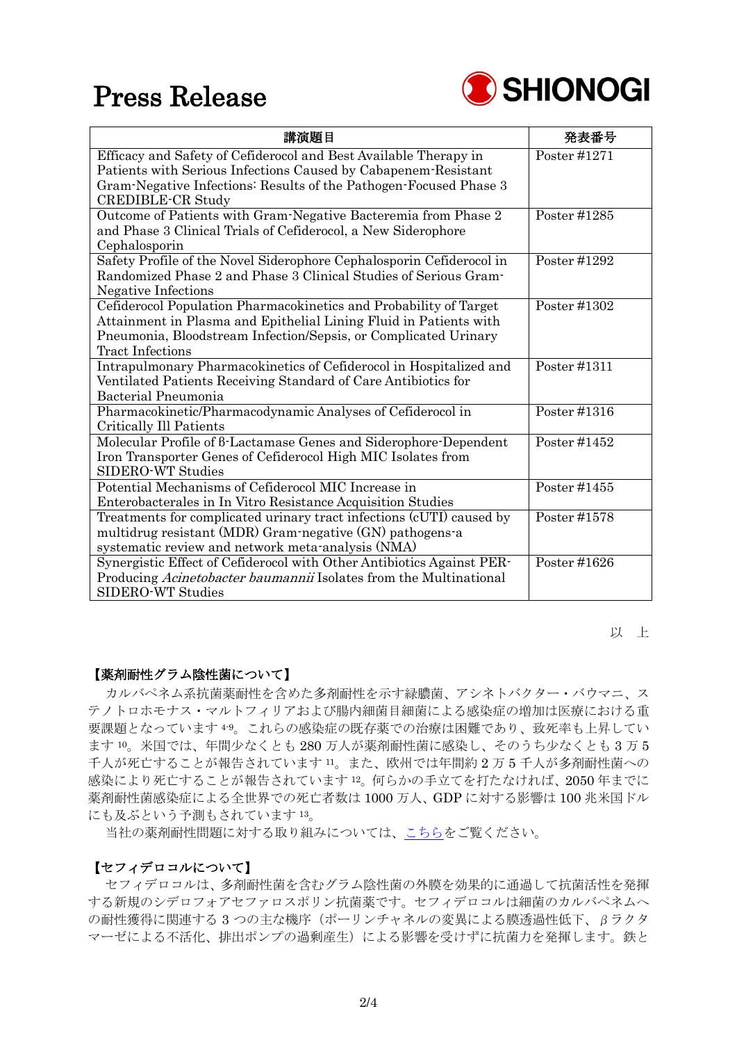| 講演題目 | 発表番号 |
| --- | --- |
| Efficacy and Safety of Cefiderocol and Best Available Therapy in Patients with Serious Infections Caused by Cabapenem-Resistant Gram-Negative Infections: Results of the Pathogen-Focused Phase 3 CREDIBLE-CR Study | Poster #1271 |
| Outcome of Patients with Gram-Negative Bacteremia from Phase 2 and Phase 3 Clinical Trials of Cefiderocol, a New Siderophore Cephalosporin | Poster #1285 |
| Safety Profile of the Novel Siderophore Cephalosporin Cefiderocol in Randomized Phase 2 and Phase 3 Clinical Studies of Serious Gram-Negative Infections | Poster #1292 |
| Cefiderocol Population Pharmacokinetics and Probability of Target Attainment in Plasma and Epithelial Lining Fluid in Patients with Pneumonia, Bloodstream Infection/Sepsis, or Complicated Urinary Tract Infections | Poster #1302 |
| Intrapulmonary Pharmacokinetics of Cefiderocol in Hospitalized and Ventilated Patients Receiving Standard of Care Antibiotics for Bacterial Pneumonia | Poster #1311 |
| Pharmacokinetic/Pharmacodynamic Analyses of Cefiderocol in Critically Ill Patients | Poster #1316 |
| Molecular Profile of β-Lactamase Genes and Siderophore-Dependent Iron Transporter Genes of Cefiderocol High MIC Isolates from SIDERO-WT Studies | Poster #1452 |
| Potential Mechanisms of Cefiderocol MIC Increase in Enterobacterales in In Vitro Resistance Acquisition Studies | Poster #1455 |
| Treatments for complicated urinary tract infections (cUTI) caused by multidrug resistant (MDR) Gram-negative (GN) pathogens-a systematic review and network meta-analysis (NMA) | Poster #1578 |
| Synergistic Effect of Cefiderocol with Other Antibiotics Against PER-Producing *Acinetobacter baumannii* Isolates from the Multinational SIDERO-WT Studies | Poster #1626 |

以　上

**【薬剤耐性グラム陰性菌について】**

カルバペネム系抗菌薬耐性を含めた多剤耐性を示す緑膿菌、アシネトバクター・バウマニ、ステノトロホモナス・マルトフィリアおよび腸内細菌目細菌による感染症の増加は医療における重要課題となっています[4-9]。これらの感染症の既存薬での治療は困難であり、致死率も上昇しています[10]。米国では、年間少なくとも 280 万人が薬剤耐性菌に感染し、そのうち少なくとも 3 万 5 千人が死亡することが報告されています[11]。また、欧州では年間約 2 万 5 千人が多剤耐性菌への感染により死亡することが報告されています[12]。何らかの手立てを打たなければ、2050 年までに薬剤耐性菌感染症による全世界での死亡者数は 1000 万人、GDP に対する影響は 100 兆米国ドルにも及ぶという予測もされています[13]。

当社の薬剤耐性問題に対する取り組みについては、こちらをご覧ください。

**【セフィデロコルについて】**

セフィデロコルは、多剤耐性菌を含むグラム陰性菌の外膜を効果的に通過して抗菌活性を発揮する新規のシデロフォアセファロスポリン抗菌薬です。セフィデロコルは細菌のカルバペネムへの耐性獲得に関連する 3 つの主な機序（ポーリンチャネルの変異による膜透過性低下、βラクタマーゼによる不活化、排出ポンプの過剰産生）による影響を受けずに抗菌力を発揮します。鉄と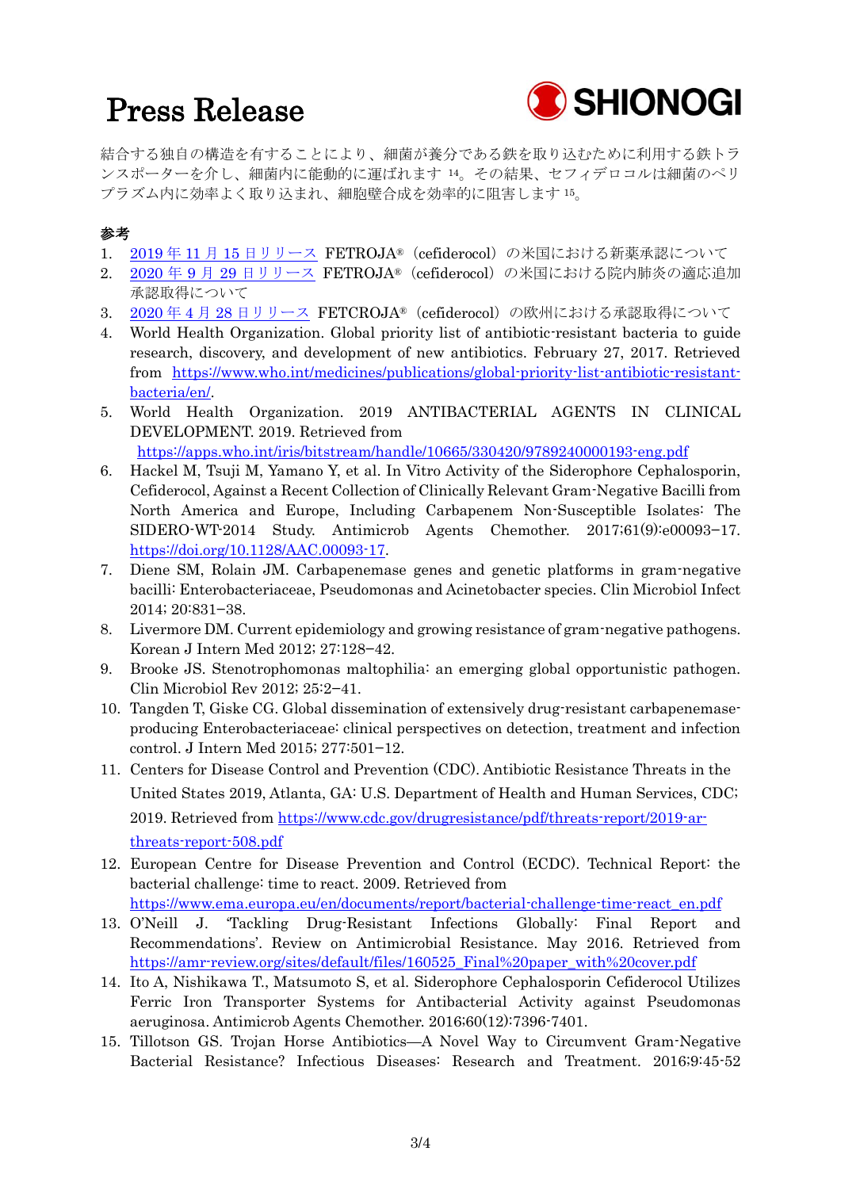結合する独自の構造を有することにより、細菌が養分である鉄を取り込むために利用する鉄トランスポーターを介し、細菌内に能動的に運ばれます[14]。その結果、セフィデロコルは細菌のペリプラズム内に効率よく取り込まれ、細胞壁合成を効率的に阻害します[15]。

**参考**

1. 2019年11月15日リリース FETROJA®（cefiderocol）の米国における新薬承認について
2. 2020年9月29日リリース FETROJA®（cefiderocol）の米国における院内肺炎の適応追加承認取得について
3. 2020年4月28日リリース FETCROJA®（cefiderocol）の欧州における承認取得について
4. World Health Organization. Global priority list of antibiotic-resistant bacteria to guide research, discovery, and development of new antibiotics. February 27, 2017. Retrieved from https://www.who.int/medicines/publications/global-priority-list-antibiotic-resistant-bacteria/en/.
5. World Health Organization. 2019 ANTIBACTERIAL AGENTS IN CLINICAL DEVELOPMENT. 2019. Retrieved from https://apps.who.int/iris/bitstream/handle/10665/330420/9789240000193-eng.pdf
6. Hackel M, Tsuji M, Yamano Y, et al. In Vitro Activity of the Siderophore Cephalosporin, Cefiderocol, Against a Recent Collection of Clinically Relevant Gram-Negative Bacilli from North America and Europe, Including Carbapenem Non-Susceptible Isolates: The SIDERO-WT-2014 Study. Antimicrob Agents Chemother. 2017;61(9):e00093–17. https://doi.org/10.1128/AAC.00093-17.
7. Diene SM, Rolain JM. Carbapenemase genes and genetic platforms in gram-negative bacilli: Enterobacteriaceae, Pseudomonas and Acinetobacter species. Clin Microbiol Infect 2014; 20:831–38.
8. Livermore DM. Current epidemiology and growing resistance of gram-negative pathogens. Korean J Intern Med 2012; 27:128–42.
9. Brooke JS. Stenotrophomonas maltophilia: an emerging global opportunistic pathogen. Clin Microbiol Rev 2012; 25:2–41.
10. Tangden T, Giske CG. Global dissemination of extensively drug-resistant carbapenemase-producing Enterobacteriaceae: clinical perspectives on detection, treatment and infection control. J Intern Med 2015; 277:501–12.
11. Centers for Disease Control and Prevention (CDC). Antibiotic Resistance Threats in the United States 2019, Atlanta, GA: U.S. Department of Health and Human Services, CDC; 2019. Retrieved from https://www.cdc.gov/drugresistance/pdf/threats-report/2019-ar-threats-report-508.pdf
12. European Centre for Disease Prevention and Control (ECDC). Technical Report: the bacterial challenge: time to react. 2009. Retrieved from https://www.ema.europa.eu/en/documents/report/bacterial-challenge-time-react_en.pdf
13. O'Neill J. 'Tackling Drug-Resistant Infections Globally: Final Report and Recommendations'. Review on Antimicrobial Resistance. May 2016. Retrieved from https://amr-review.org/sites/default/files/160525_Final%20paper_with%20cover.pdf
14. Ito A, Nishikawa T., Matsumoto S, et al. Siderophore Cephalosporin Cefiderocol Utilizes Ferric Iron Transporter Systems for Antibacterial Activity against Pseudomonas aeruginosa. Antimicrob Agents Chemother. 2016;60(12):7396-7401.
15. Tillotson GS. Trojan Horse Antibiotics—A Novel Way to Circumvent Gram-Negative Bacterial Resistance? Infectious Diseases: Research and Treatment. 2016;9:45-52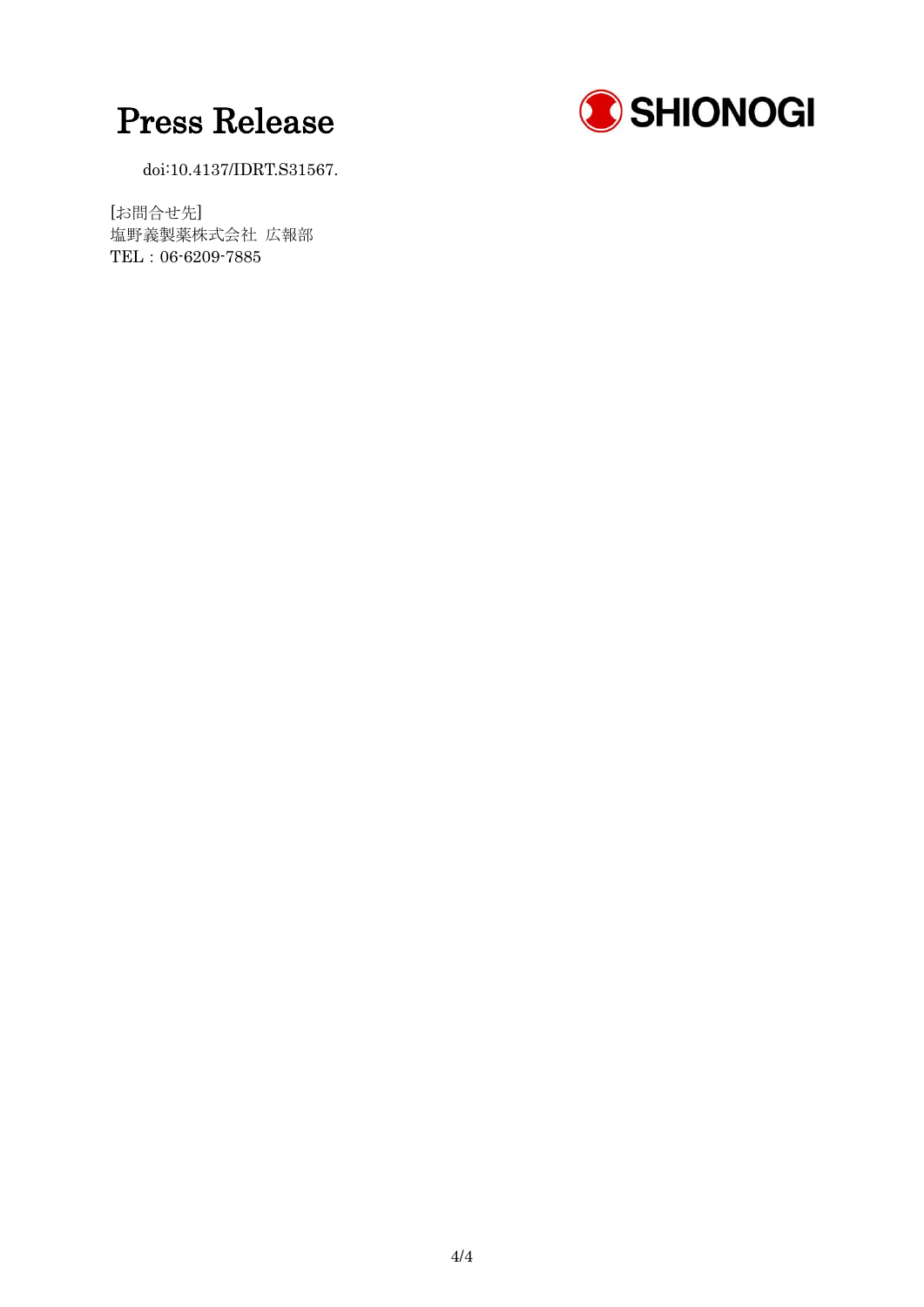doi:10.4137/IDRT.S31567.

[お問合せ先]
塩野義製薬株式会社 広報部
TEL：06-6209-7885